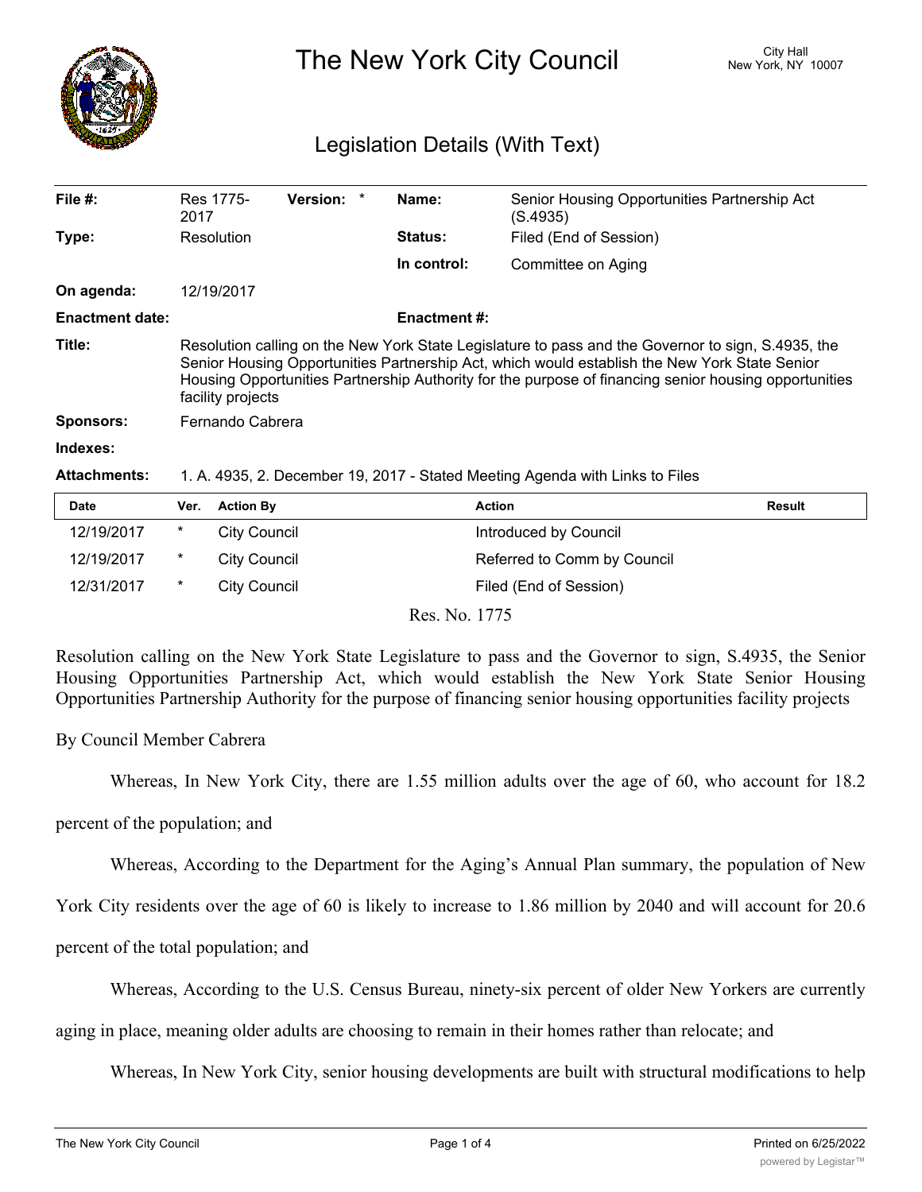# The New York City Council

City Hall
New York, NY 10007

## Legislation Details (With Text)

| | | | |
|---|---|---|---|
| **File #:** | Res 1775-2017 **Version:** * | **Name:** | Senior Housing Opportunities Partnership Act (S.4935) |
| **Type:** | Resolution | **Status:** | Filed (End of Session) |
| | | **In control:** | Committee on Aging |
| **On agenda:** | 12/19/2017 | | |
| **Enactment date:** | | **Enactment #:** | |

**Title:** Resolution calling on the New York State Legislature to pass and the Governor to sign, S.4935, the Senior Housing Opportunities Partnership Act, which would establish the New York State Senior Housing Opportunities Partnership Authority for the purpose of financing senior housing opportunities facility projects

**Sponsors:** Fernando Cabrera

**Indexes:**

**Attachments:** 1. A. 4935, 2. December 19, 2017 - Stated Meeting Agenda with Links to Files

| Date | Ver. | Action By | Action | Result |
|---|---|---|---|---|
| 12/19/2017 | * | City Council | Introduced by Council | |
| 12/19/2017 | * | City Council | Referred to Comm by Council | |
| 12/31/2017 | * | City Council | Filed (End of Session) | |

Res. No. 1775

Resolution calling on the New York State Legislature to pass and the Governor to sign, S.4935, the Senior Housing Opportunities Partnership Act, which would establish the New York State Senior Housing Opportunities Partnership Authority for the purpose of financing senior housing opportunities facility projects

By Council Member Cabrera

Whereas, In New York City, there are 1.55 million adults over the age of 60, who account for 18.2 percent of the population; and

Whereas, According to the Department for the Aging's Annual Plan summary, the population of New York City residents over the age of 60 is likely to increase to 1.86 million by 2040 and will account for 20.6 percent of the total population; and

Whereas, According to the U.S. Census Bureau, ninety-six percent of older New Yorkers are currently aging in place, meaning older adults are choosing to remain in their homes rather than relocate; and

Whereas, In New York City, senior housing developments are built with structural modifications to help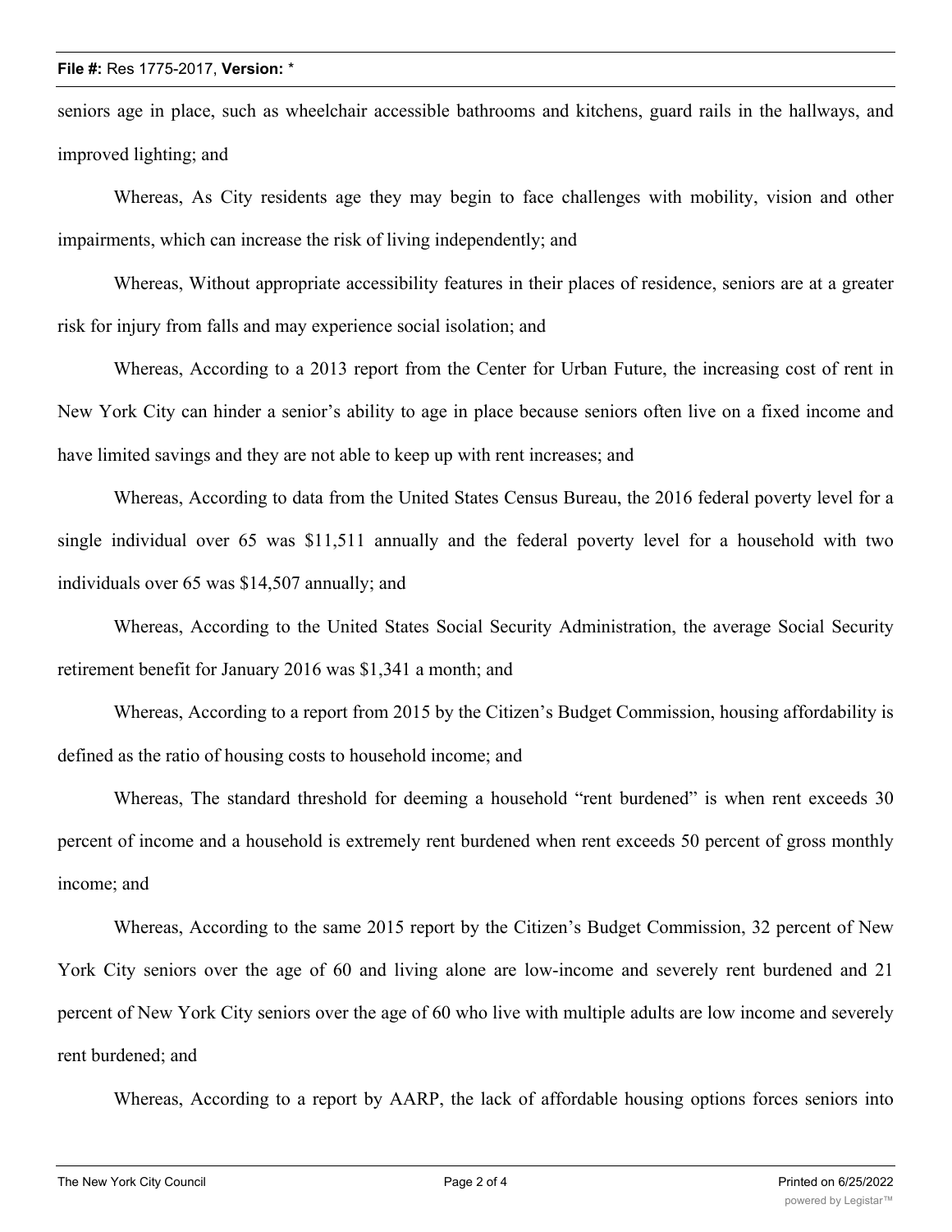seniors age in place, such as wheelchair accessible bathrooms and kitchens, guard rails in the hallways, and improved lighting; and

Whereas, As City residents age they may begin to face challenges with mobility, vision and other impairments, which can increase the risk of living independently; and

Whereas, Without appropriate accessibility features in their places of residence, seniors are at a greater risk for injury from falls and may experience social isolation; and

Whereas, According to a 2013 report from the Center for Urban Future, the increasing cost of rent in New York City can hinder a senior's ability to age in place because seniors often live on a fixed income and have limited savings and they are not able to keep up with rent increases; and

Whereas, According to data from the United States Census Bureau, the 2016 federal poverty level for a single individual over 65 was $11,511 annually and the federal poverty level for a household with two individuals over 65 was $14,507 annually; and

Whereas, According to the United States Social Security Administration, the average Social Security retirement benefit for January 2016 was $1,341 a month; and

Whereas, According to a report from 2015 by the Citizen's Budget Commission, housing affordability is defined as the ratio of housing costs to household income; and

Whereas, The standard threshold for deeming a household "rent burdened" is when rent exceeds 30 percent of income and a household is extremely rent burdened when rent exceeds 50 percent of gross monthly income; and

Whereas, According to the same 2015 report by the Citizen's Budget Commission, 32 percent of New York City seniors over the age of 60 and living alone are low-income and severely rent burdened and 21 percent of New York City seniors over the age of 60 who live with multiple adults are low income and severely rent burdened; and

Whereas, According to a report by AARP, the lack of affordable housing options forces seniors into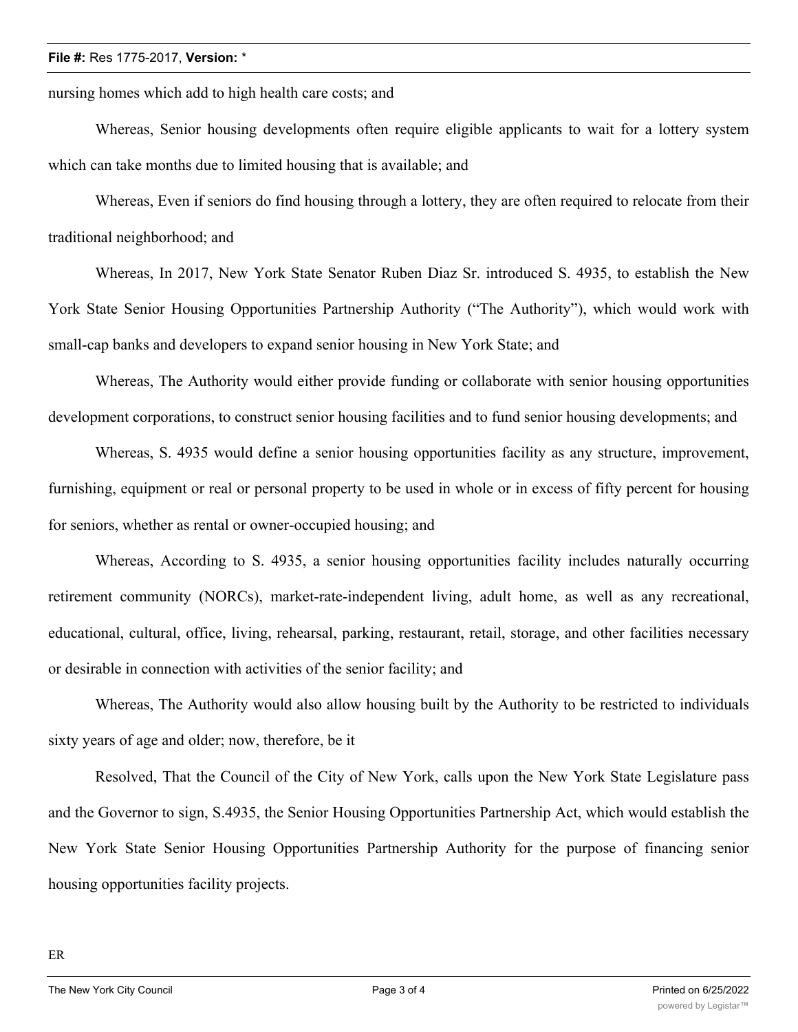nursing homes which add to high health care costs; and

Whereas, Senior housing developments often require eligible applicants to wait for a lottery system which can take months due to limited housing that is available; and

Whereas, Even if seniors do find housing through a lottery, they are often required to relocate from their traditional neighborhood; and

Whereas, In 2017, New York State Senator Ruben Diaz Sr. introduced S. 4935, to establish the New York State Senior Housing Opportunities Partnership Authority ("The Authority"), which would work with small-cap banks and developers to expand senior housing in New York State; and

Whereas, The Authority would either provide funding or collaborate with senior housing opportunities development corporations, to construct senior housing facilities and to fund senior housing developments; and

Whereas, S. 4935 would define a senior housing opportunities facility as any structure, improvement, furnishing, equipment or real or personal property to be used in whole or in excess of fifty percent for housing for seniors, whether as rental or owner-occupied housing; and

Whereas, According to S. 4935, a senior housing opportunities facility includes naturally occurring retirement community (NORCs), market-rate-independent living, adult home, as well as any recreational, educational, cultural, office, living, rehearsal, parking, restaurant, retail, storage, and other facilities necessary or desirable in connection with activities of the senior facility; and

Whereas, The Authority would also allow housing built by the Authority to be restricted to individuals sixty years of age and older; now, therefore, be it

Resolved, That the Council of the City of New York, calls upon the New York State Legislature pass and the Governor to sign, S.4935, the Senior Housing Opportunities Partnership Act, which would establish the New York State Senior Housing Opportunities Partnership Authority for the purpose of financing senior housing opportunities facility projects.

ER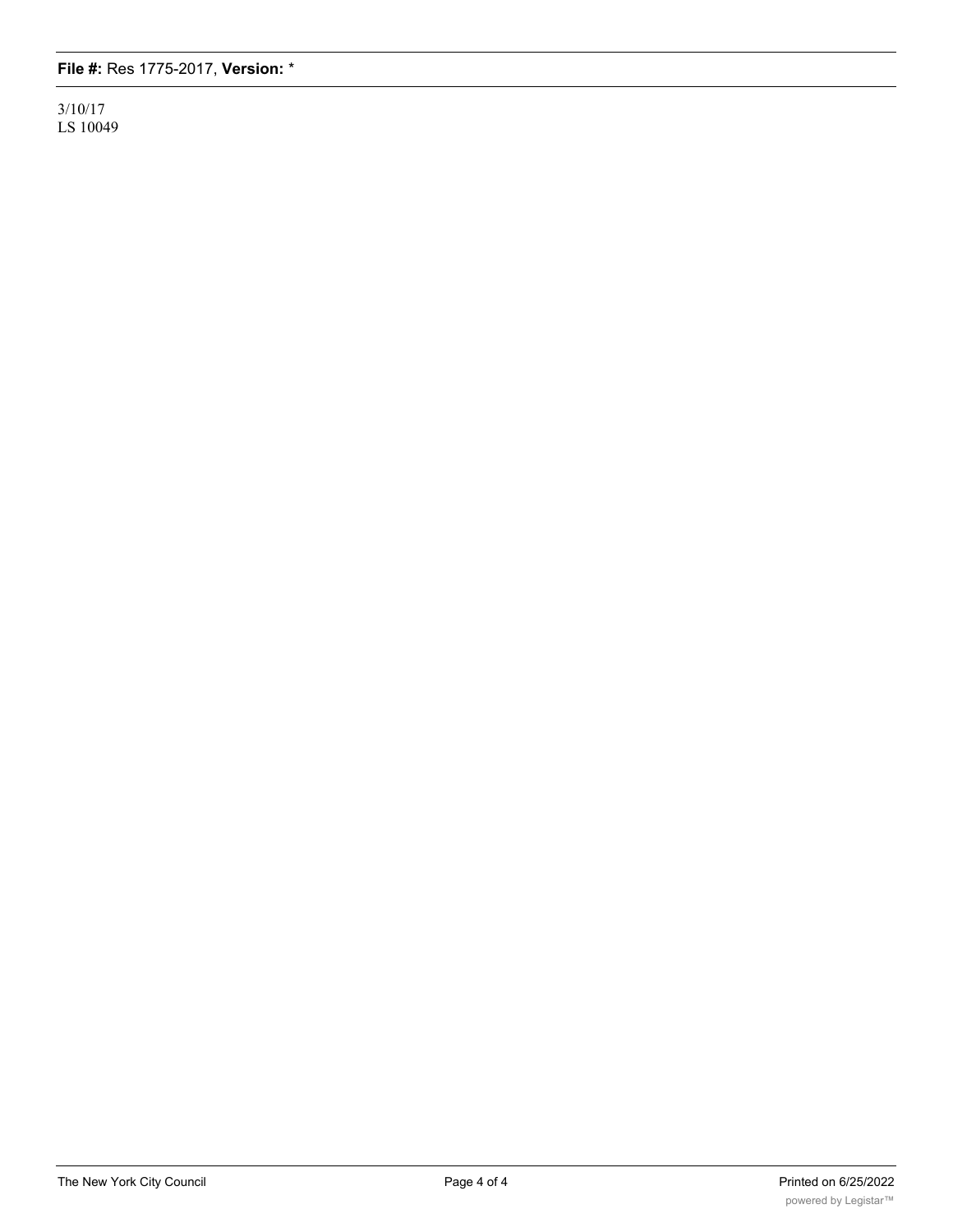3/10/17
LS 10049